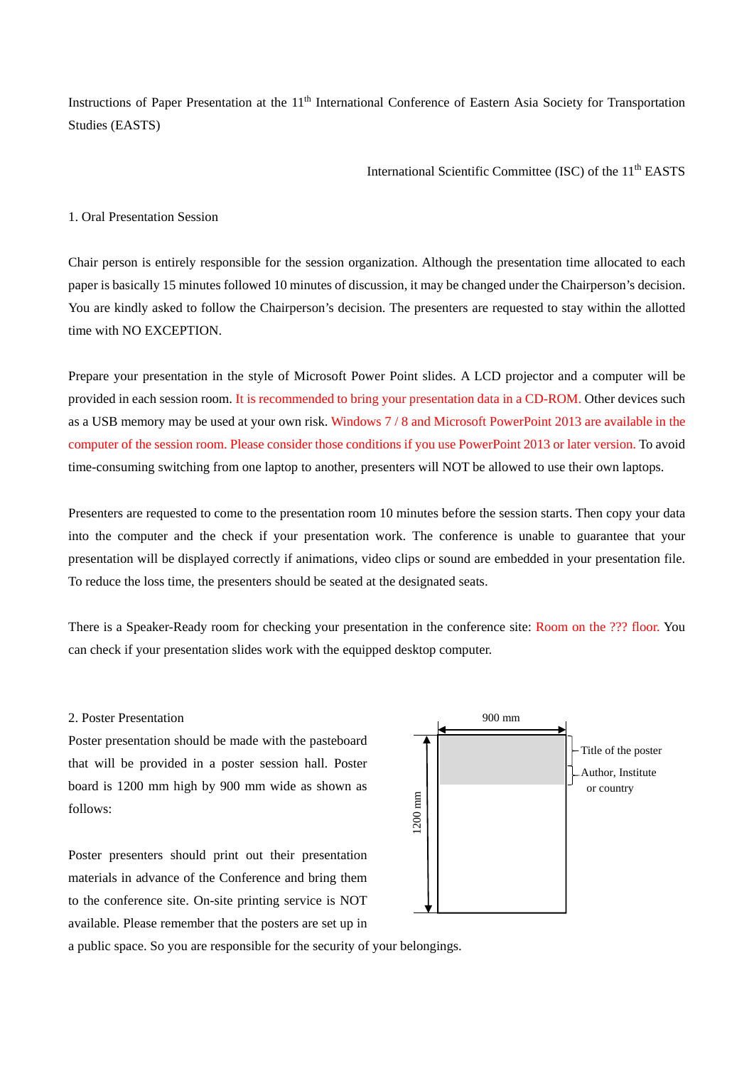Instructions of Paper Presentation at the 11th International Conference of Eastern Asia Society for Transportation Studies (EASTS)

International Scientific Committee (ISC) of the 11th EASTS

## 1. Oral Presentation Session

Chair person is entirely responsible for the session organization. Although the presentation time allocated to each paper is basically 15 minutes followed 10 minutes of discussion, it may be changed under the Chairperson's decision. You are kindly asked to follow the Chairperson's decision. The presenters are requested to stay within the allotted time with NO EXCEPTION.

Prepare your presentation in the style of Microsoft Power Point slides. A LCD projector and a computer will be provided in each session room. It is recommended to bring your presentation data in a CD-ROM. Other devices such as a USB memory may be used at your own risk. Windows 7 / 8 and Microsoft PowerPoint 2013 are available in the computer of the session room. Please consider those conditions if you use PowerPoint 2013 or later version. To avoid time-consuming switching from one laptop to another, presenters will NOT be allowed to use their own laptops.

Presenters are requested to come to the presentation room 10 minutes before the session starts. Then copy your data into the computer and the check if your presentation work. The conference is unable to guarantee that your presentation will be displayed correctly if animations, video clips or sound are embedded in your presentation file. To reduce the loss time, the presenters should be seated at the designated seats.

There is a Speaker-Ready room for checking your presentation in the conference site: Room on the ??? floor. You can check if your presentation slides work with the equipped desktop computer.

## 2. Poster Presentation

Poster presentation should be made with the pasteboard that will be provided in a poster session hall. Poster board is 1200 mm high by 900 mm wide as shown as follows:

900 mm

1200 mm

Title of the poster

Author, Institute or country

Poster presenters should print out their presentation materials in advance of the Conference and bring them to the conference site. On-site printing service is NOT available. Please remember that the posters are set up in a public space. So you are responsible for the security of your belongings.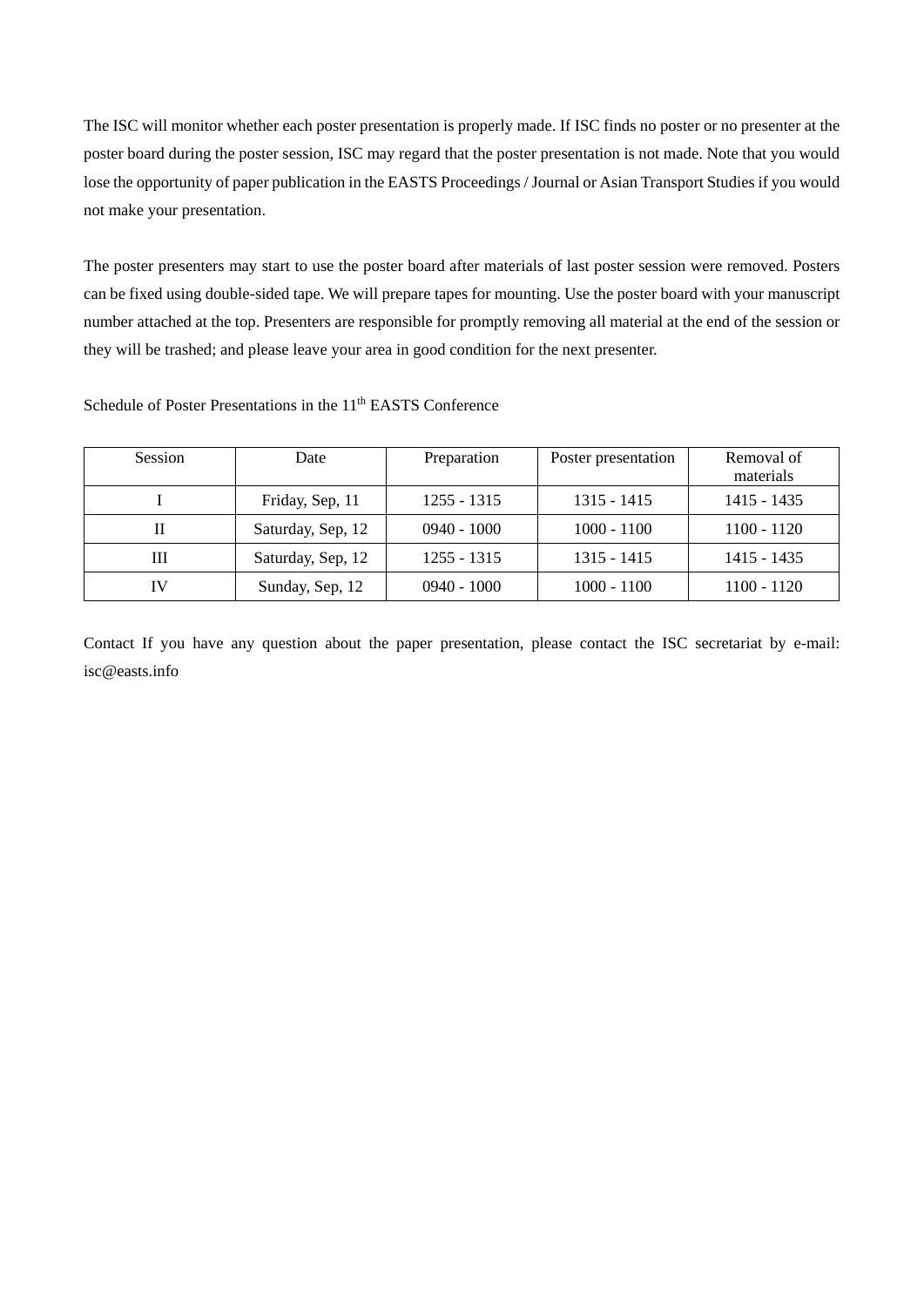The ISC will monitor whether each poster presentation is properly made. If ISC finds no poster or no presenter at the poster board during the poster session, ISC may regard that the poster presentation is not made. Note that you would lose the opportunity of paper publication in the EASTS Proceedings / Journal or Asian Transport Studies if you would not make your presentation.

The poster presenters may start to use the poster board after materials of last poster session were removed. Posters can be fixed using double-sided tape. We will prepare tapes for mounting. Use the poster board with your manuscript number attached at the top. Presenters are responsible for promptly removing all material at the end of the session or they will be trashed; and please leave your area in good condition for the next presenter.

Schedule of Poster Presentations in the 11th EASTS Conference

| Session | Date | Preparation | Poster presentation | Removal of materials |
|---|---|---|---|---|
| I | Friday, Sep, 11 | 1255 - 1315 | 1315 - 1415 | 1415 - 1435 |
| II | Saturday, Sep, 12 | 0940 - 1000 | 1000 - 1100 | 1100 - 1120 |
| III | Saturday, Sep, 12 | 1255 - 1315 | 1315 - 1415 | 1415 - 1435 |
| IV | Sunday, Sep, 12 | 0940 - 1000 | 1000 - 1100 | 1100 - 1120 |

Contact If you have any question about the paper presentation, please contact the ISC secretariat by e-mail: isc@easts.info